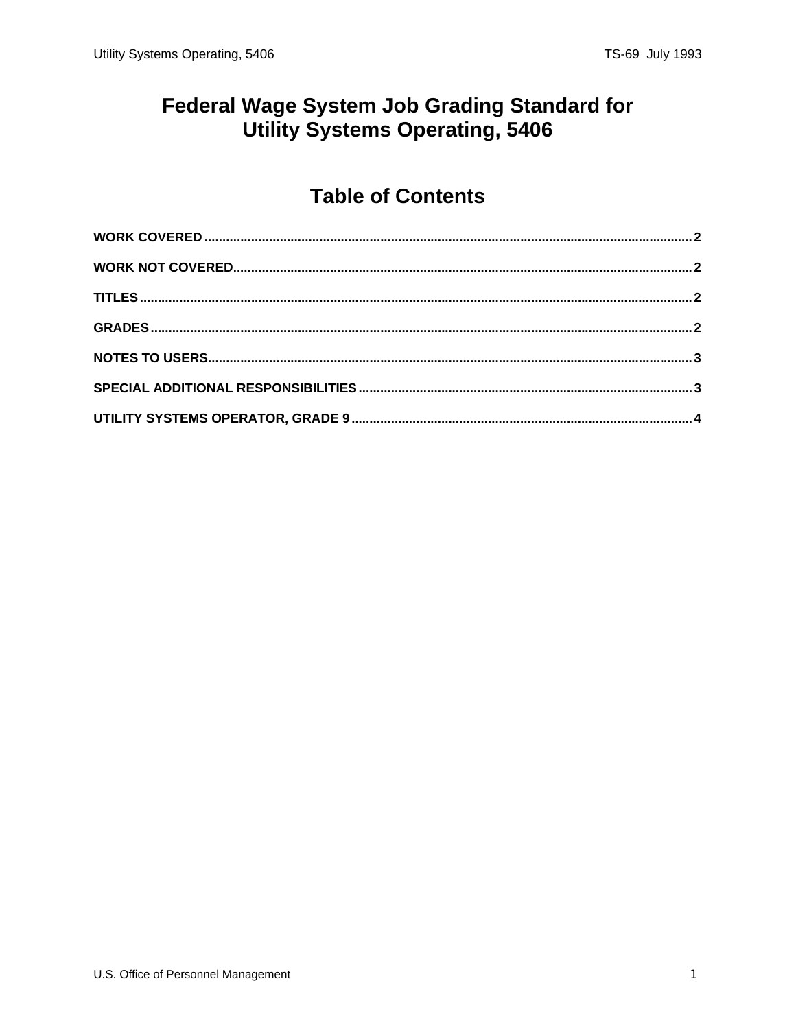# Federal Wage System Job Grading Standard for Utility Systems Operating, 5406

## Table of Contents

WORK COVERED .......... 2

WORK NOT COVERED .......... 2

TITLES .......... 2

GRADES .......... 2

NOTES TO USERS .......... 3

SPECIAL ADDITIONAL RESPONSIBILITIES .......... 3

UTILITY SYSTEMS OPERATOR, GRADE 9 .......... 4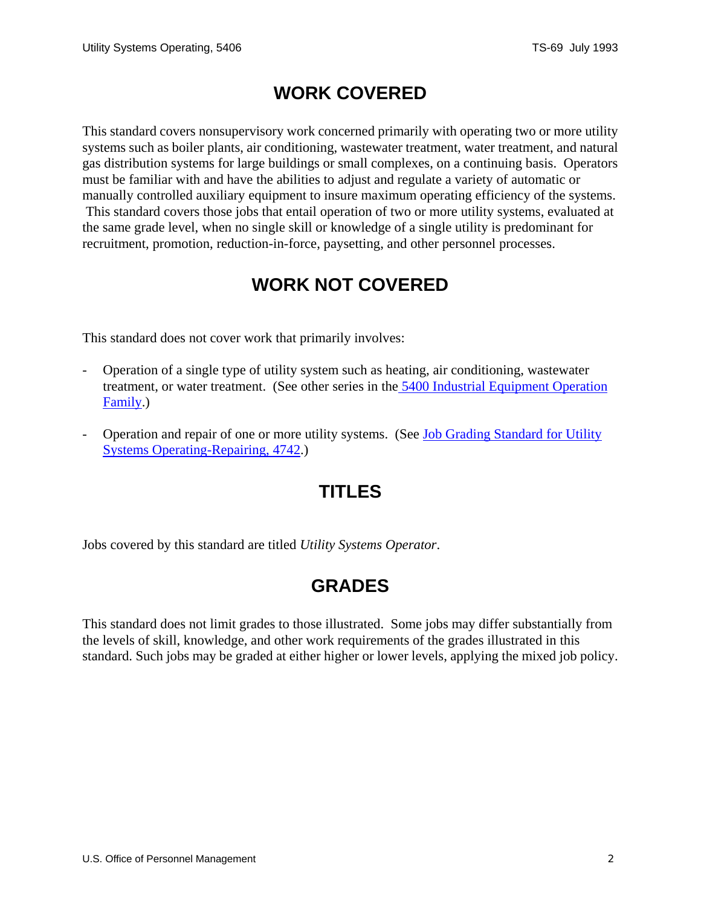## WORK COVERED

This standard covers nonsupervisory work concerned primarily with operating two or more utility systems such as boiler plants, air conditioning, wastewater treatment, water treatment, and natural gas distribution systems for large buildings or small complexes, on a continuing basis. Operators must be familiar with and have the abilities to adjust and regulate a variety of automatic or manually controlled auxiliary equipment to insure maximum operating efficiency of the systems. This standard covers those jobs that entail operation of two or more utility systems, evaluated at the same grade level, when no single skill or knowledge of a single utility is predominant for recruitment, promotion, reduction-in-force, paysetting, and other personnel processes.

## WORK NOT COVERED

This standard does not cover work that primarily involves:

- Operation of a single type of utility system such as heating, air conditioning, wastewater treatment, or water treatment. (See other series in the 5400 Industrial Equipment Operation Family.)
- Operation and repair of one or more utility systems. (See Job Grading Standard for Utility Systems Operating-Repairing, 4742.)

## TITLES

Jobs covered by this standard are titled *Utility Systems Operator*.

## GRADES

This standard does not limit grades to those illustrated. Some jobs may differ substantially from the levels of skill, knowledge, and other work requirements of the grades illustrated in this standard. Such jobs may be graded at either higher or lower levels, applying the mixed job policy.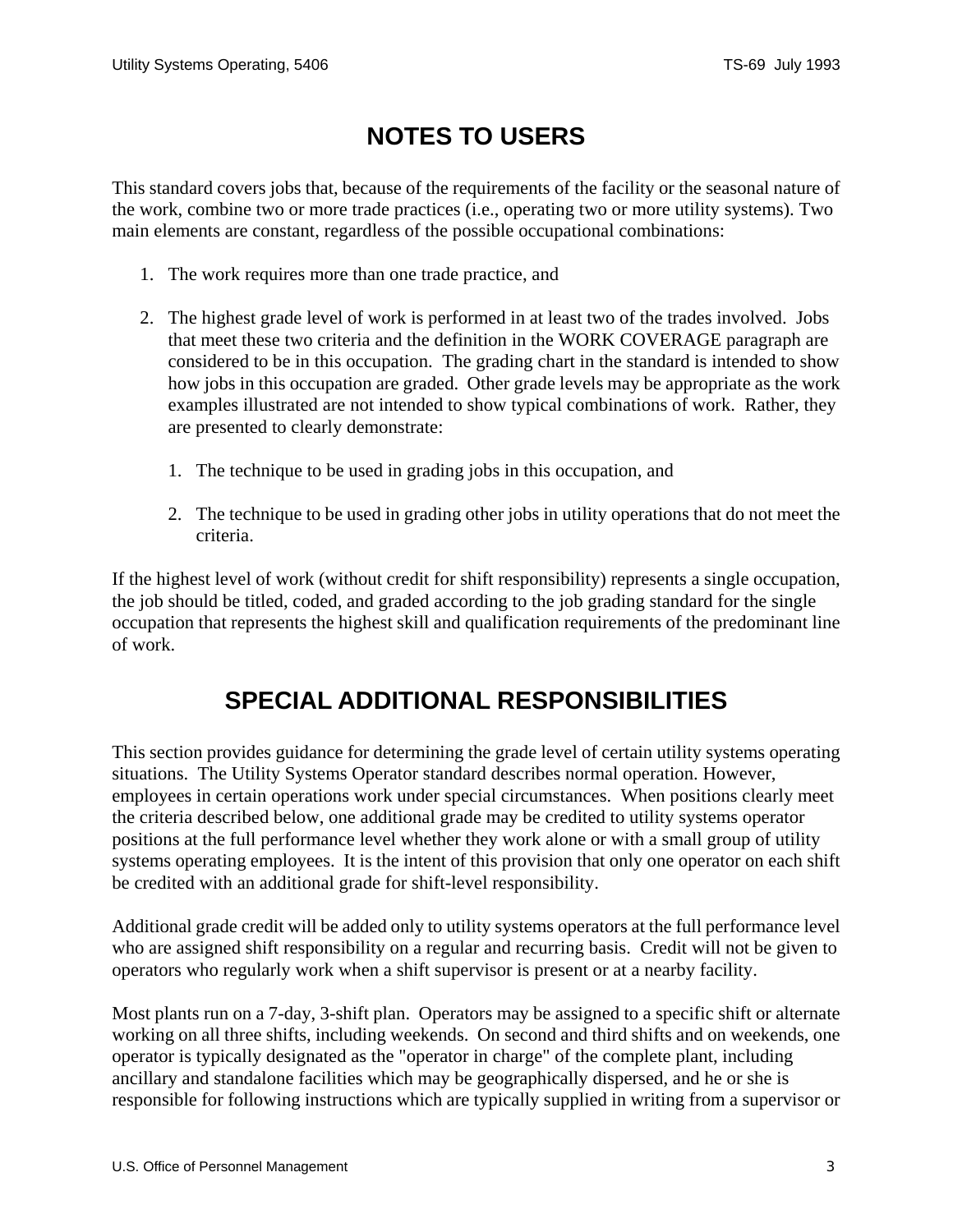# NOTES TO USERS

This standard covers jobs that, because of the requirements of the facility or the seasonal nature of the work, combine two or more trade practices (i.e., operating two or more utility systems). Two main elements are constant, regardless of the possible occupational combinations:

1. The work requires more than one trade practice, and

2. The highest grade level of work is performed in at least two of the trades involved. Jobs that meet these two criteria and the definition in the WORK COVERAGE paragraph are considered to be in this occupation. The grading chart in the standard is intended to show how jobs in this occupation are graded. Other grade levels may be appropriate as the work examples illustrated are not intended to show typical combinations of work. Rather, they are presented to clearly demonstrate:

    1. The technique to be used in grading jobs in this occupation, and

    2. The technique to be used in grading other jobs in utility operations that do not meet the criteria.

If the highest level of work (without credit for shift responsibility) represents a single occupation, the job should be titled, coded, and graded according to the job grading standard for the single occupation that represents the highest skill and qualification requirements of the predominant line of work.

# SPECIAL ADDITIONAL RESPONSIBILITIES

This section provides guidance for determining the grade level of certain utility systems operating situations. The Utility Systems Operator standard describes normal operation. However, employees in certain operations work under special circumstances. When positions clearly meet the criteria described below, one additional grade may be credited to utility systems operator positions at the full performance level whether they work alone or with a small group of utility systems operating employees. It is the intent of this provision that only one operator on each shift be credited with an additional grade for shift-level responsibility.

Additional grade credit will be added only to utility systems operators at the full performance level who are assigned shift responsibility on a regular and recurring basis. Credit will not be given to operators who regularly work when a shift supervisor is present or at a nearby facility.

Most plants run on a 7-day, 3-shift plan. Operators may be assigned to a specific shift or alternate working on all three shifts, including weekends. On second and third shifts and on weekends, one operator is typically designated as the "operator in charge" of the complete plant, including ancillary and standalone facilities which may be geographically dispersed, and he or she is responsible for following instructions which are typically supplied in writing from a supervisor or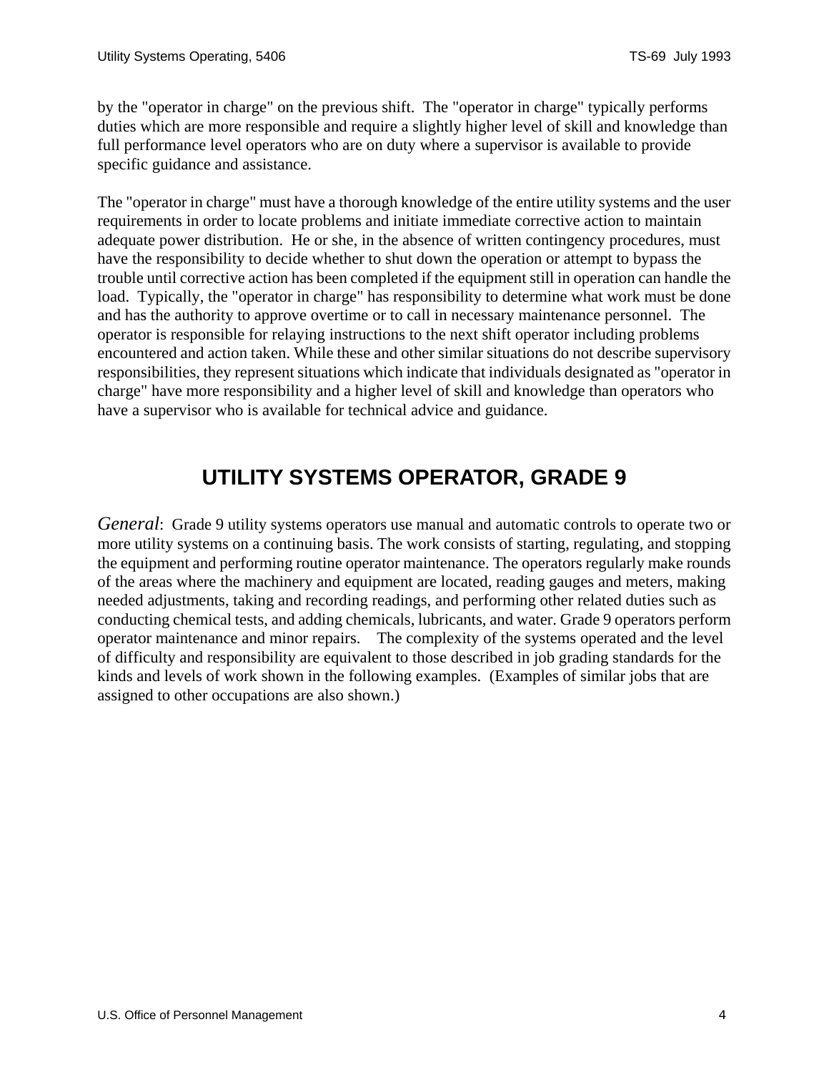by the "operator in charge" on the previous shift. The "operator in charge" typically performs duties which are more responsible and require a slightly higher level of skill and knowledge than full performance level operators who are on duty where a supervisor is available to provide specific guidance and assistance.

The "operator in charge" must have a thorough knowledge of the entire utility systems and the user requirements in order to locate problems and initiate immediate corrective action to maintain adequate power distribution. He or she, in the absence of written contingency procedures, must have the responsibility to decide whether to shut down the operation or attempt to bypass the trouble until corrective action has been completed if the equipment still in operation can handle the load. Typically, the "operator in charge" has responsibility to determine what work must be done and has the authority to approve overtime or to call in necessary maintenance personnel. The operator is responsible for relaying instructions to the next shift operator including problems encountered and action taken. While these and other similar situations do not describe supervisory responsibilities, they represent situations which indicate that individuals designated as "operator in charge" have more responsibility and a higher level of skill and knowledge than operators who have a supervisor who is available for technical advice and guidance.

## UTILITY SYSTEMS OPERATOR, GRADE 9

*General*: Grade 9 utility systems operators use manual and automatic controls to operate two or more utility systems on a continuing basis. The work consists of starting, regulating, and stopping the equipment and performing routine operator maintenance. The operators regularly make rounds of the areas where the machinery and equipment are located, reading gauges and meters, making needed adjustments, taking and recording readings, and performing other related duties such as conducting chemical tests, and adding chemicals, lubricants, and water. Grade 9 operators perform operator maintenance and minor repairs. The complexity of the systems operated and the level of difficulty and responsibility are equivalent to those described in job grading standards for the kinds and levels of work shown in the following examples. (Examples of similar jobs that are assigned to other occupations are also shown.)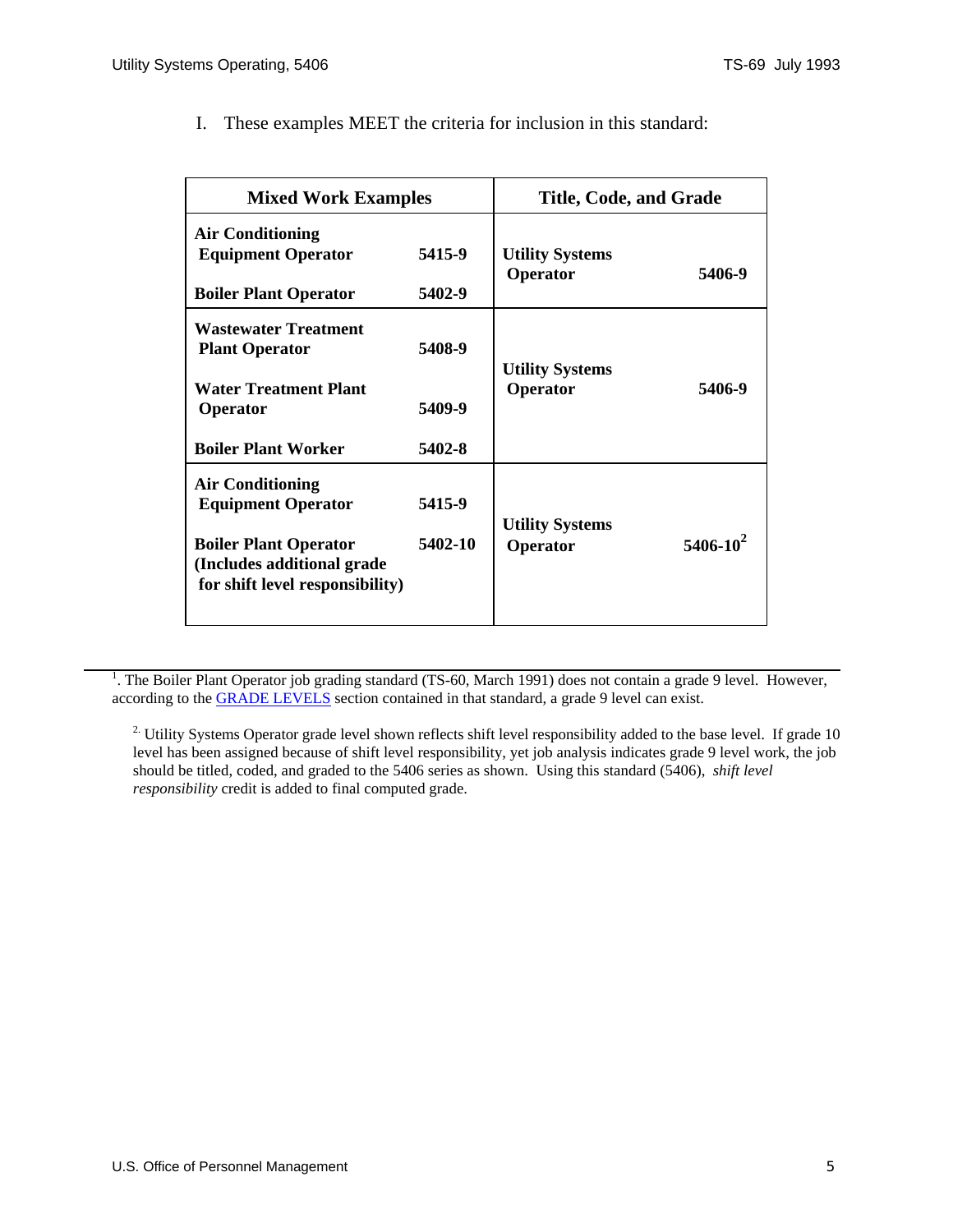I. These examples MEET the criteria for inclusion in this standard:

| Mixed Work Examples | | Title, Code, and Grade | |
|---|---|---|---|
| **Air Conditioning Equipment Operator** | **5415-9** | **Utility Systems Operator** | **5406-9** |
| **Boiler Plant Operator** | **5402-9** | | |
| **Wastewater Treatment Plant Operator** | **5408-9** | **Utility Systems Operator** | **5406-9** |
| **Water Treatment Plant Operator** | **5409-9** | | |
| **Boiler Plant Worker** | **5402-8** | | |
| **Air Conditioning Equipment Operator** | **5415-9** | **Utility Systems Operator** | **5406-10**[2] |
| **Boiler Plant Operator (Includes additional grade for shift level responsibility)** | **5402-10** | | |

---

[1]. The Boiler Plant Operator job grading standard (TS-60, March 1991) does not contain a grade 9 level. However, according to the GRADE LEVELS section contained in that standard, a grade 9 level can exist.

[2]. Utility Systems Operator grade level shown reflects shift level responsibility added to the base level. If grade 10 level has been assigned because of shift level responsibility, yet job analysis indicates grade 9 level work, the job should be titled, coded, and graded to the 5406 series as shown. Using this standard (5406), *shift level responsibility* credit is added to final computed grade.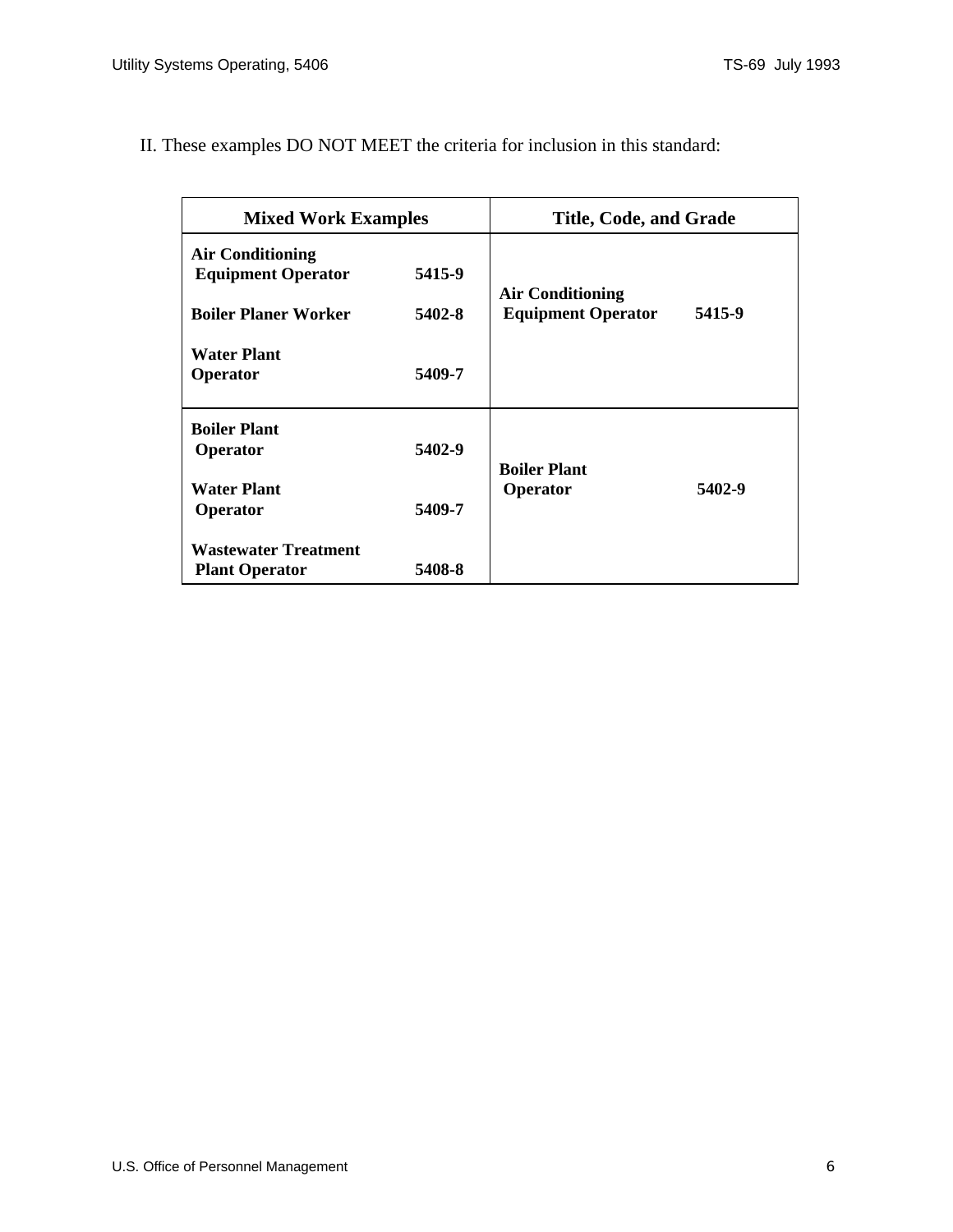II. These examples DO NOT MEET the criteria for inclusion in this standard:

| Mixed Work Examples | Title, Code, and Grade |
|---|---|
| **Air Conditioning Equipment Operator 5415-9**<br><br>**Boiler Planer Worker 5402-8**<br><br>**Water Plant Operator 5409-7** | **Air Conditioning Equipment Operator 5415-9** |
| **Boiler Plant Operator 5402-9**<br><br>**Water Plant Operator 5409-7**<br><br>**Wastewater Treatment Plant Operator 5408-8** | **Boiler Plant Operator 5402-9** |